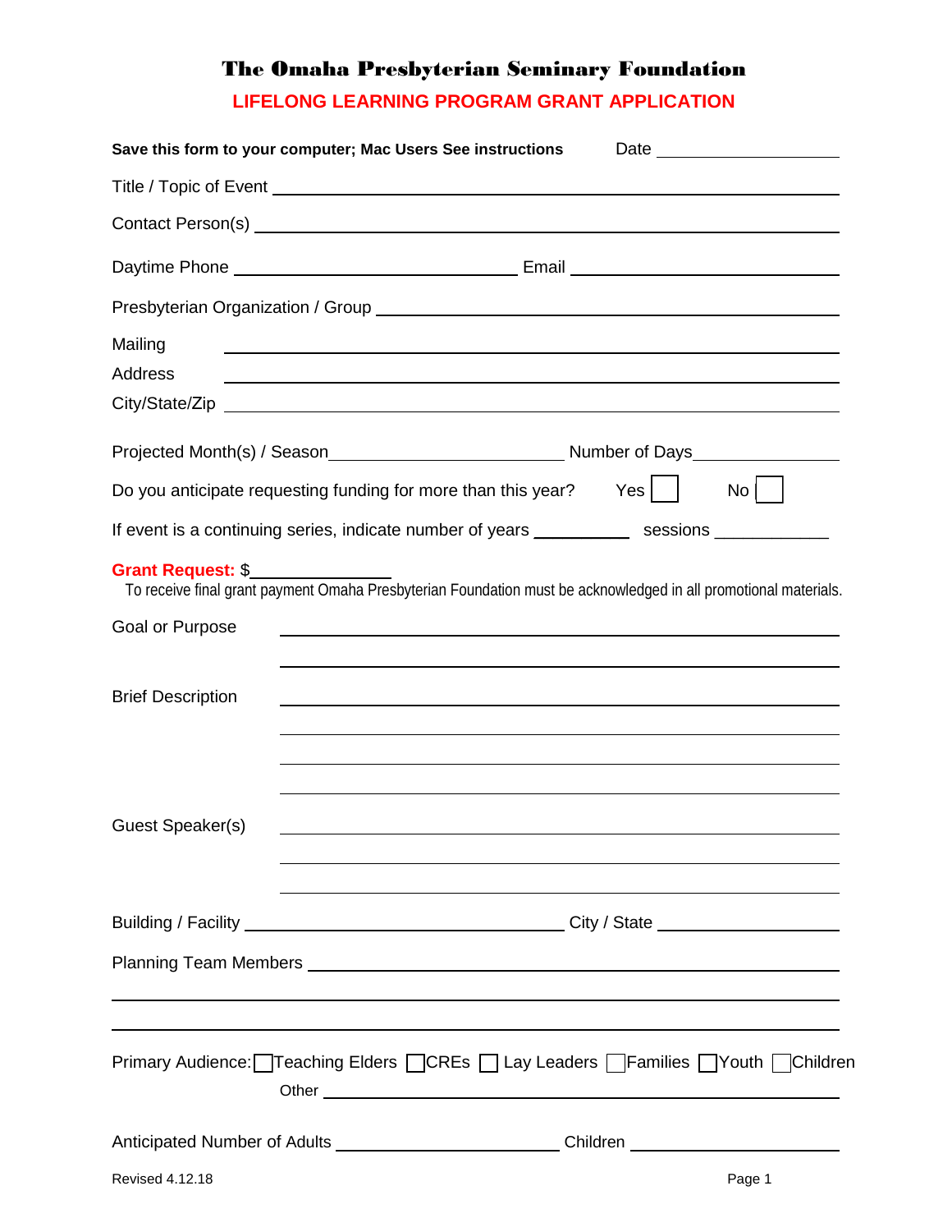# The Omaha Presbyterian Seminary Foundation

## LIFELONG LEARNING PROGRAM GRANT APPLICATION

**Save this form to your computer; Mac Users See instructions** Date ____________________

Title / Topic of Event ____________________________________________

Contact Person(s) ____________________________________________

Daytime Phone ______________________ Email ______________________

Presbyterian Organization / Group ____________________________________________

Mailing Address ____________________________________________

____________________________________________

City/State/Zip ____________________________________________

Projected Month(s) / Season ______________________ Number of Days ______________

Do you anticipate requesting funding for more than this year? Yes ☐ No ☐

If event is a continuing series, indicate number of years __________ sessions ___________

**Grant Request:** $______________

To receive final grant payment Omaha Presbyterian Foundation must be acknowledged in all promotional materials.

Goal or Purpose ____________________________________________

____________________________________________

Brief Description ____________________________________________

____________________________________________

____________________________________________

____________________________________________

Guest Speaker(s) ____________________________________________

____________________________________________

____________________________________________

Building / Facility ______________________ City / State ______________________

Planning Team Members ____________________________________________

____________________________________________

____________________________________________

Primary Audience: ☐ Teaching Elders ☐ CREs ☐ Lay Leaders ☐ Families ☐ Youth ☐ Children

Other ____________________________________________

Anticipated Number of Adults ______________________ Children ______________________

Revised 4.12.18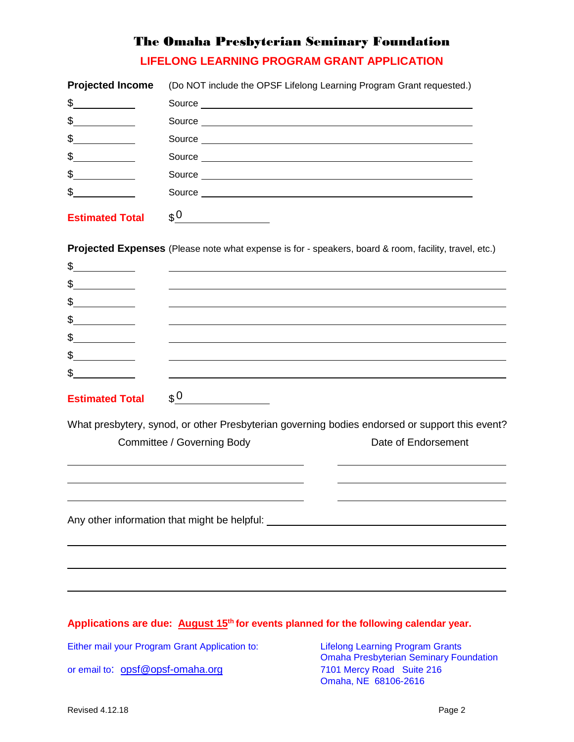# The Omaha Presbyterian Seminary Foundation

## LIFELONG LEARNING PROGRAM GRANT APPLICATION

**Projected Income** (Do NOT include the OPSF Lifelong Learning Program Grant requested.)

$\_\_\_\_\_\_\_\_\_\_ Source \_\_\_\_\_\_\_\_\_\_\_\_\_\_\_\_\_\_\_\_\_\_\_\_\_\_\_\_\_\_\_\_\_\_\_\_\_\_\_\_

$\_\_\_\_\_\_\_\_\_\_ Source \_\_\_\_\_\_\_\_\_\_\_\_\_\_\_\_\_\_\_\_\_\_\_\_\_\_\_\_\_\_\_\_\_\_\_\_\_\_\_\_

$\_\_\_\_\_\_\_\_\_\_ Source \_\_\_\_\_\_\_\_\_\_\_\_\_\_\_\_\_\_\_\_\_\_\_\_\_\_\_\_\_\_\_\_\_\_\_\_\_\_\_\_

$\_\_\_\_\_\_\_\_\_\_ Source \_\_\_\_\_\_\_\_\_\_\_\_\_\_\_\_\_\_\_\_\_\_\_\_\_\_\_\_\_\_\_\_\_\_\_\_\_\_\_\_

$\_\_\_\_\_\_\_\_\_\_ Source \_\_\_\_\_\_\_\_\_\_\_\_\_\_\_\_\_\_\_\_\_\_\_\_\_\_\_\_\_\_\_\_\_\_\_\_\_\_\_\_

$\_\_\_\_\_\_\_\_\_\_ Source \_\_\_\_\_\_\_\_\_\_\_\_\_\_\_\_\_\_\_\_\_\_\_\_\_\_\_\_\_\_\_\_\_\_\_\_\_\_\_\_

**Estimated Total** $0\_\_\_\_\_\_\_\_\_\_\_\_

**Projected Expenses** (Please note what expense is for - speakers, board & room, facility, travel, etc.)

$\_\_\_\_\_\_\_\_\_\_ \_\_\_\_\_\_\_\_\_\_\_\_\_\_\_\_\_\_\_\_\_\_\_\_\_\_\_\_\_\_\_\_\_\_\_\_\_\_\_\_\_\_\_\_

$\_\_\_\_\_\_\_\_\_\_ \_\_\_\_\_\_\_\_\_\_\_\_\_\_\_\_\_\_\_\_\_\_\_\_\_\_\_\_\_\_\_\_\_\_\_\_\_\_\_\_\_\_\_\_

$\_\_\_\_\_\_\_\_\_\_ \_\_\_\_\_\_\_\_\_\_\_\_\_\_\_\_\_\_\_\_\_\_\_\_\_\_\_\_\_\_\_\_\_\_\_\_\_\_\_\_\_\_\_\_

$\_\_\_\_\_\_\_\_\_\_ \_\_\_\_\_\_\_\_\_\_\_\_\_\_\_\_\_\_\_\_\_\_\_\_\_\_\_\_\_\_\_\_\_\_\_\_\_\_\_\_\_\_\_\_

$\_\_\_\_\_\_\_\_\_\_ \_\_\_\_\_\_\_\_\_\_\_\_\_\_\_\_\_\_\_\_\_\_\_\_\_\_\_\_\_\_\_\_\_\_\_\_\_\_\_\_\_\_\_\_

$\_\_\_\_\_\_\_\_\_\_ \_\_\_\_\_\_\_\_\_\_\_\_\_\_\_\_\_\_\_\_\_\_\_\_\_\_\_\_\_\_\_\_\_\_\_\_\_\_\_\_\_\_\_\_

$\_\_\_\_\_\_\_\_\_\_ \_\_\_\_\_\_\_\_\_\_\_\_\_\_\_\_\_\_\_\_\_\_\_\_\_\_\_\_\_\_\_\_\_\_\_\_\_\_\_\_\_\_\_\_

**Estimated Total** $0\_\_\_\_\_\_\_\_\_\_\_\_

What presbytery, synod, or other Presbyterian governing bodies endorsed or support this event?

| Committee / Governing Body | Date of Endorsement |
|---|---|
| | |
| | |
| | |

Any other information that might be helpful: \_\_\_\_\_\_\_\_\_\_\_\_\_\_\_\_\_\_\_\_\_\_\_\_\_\_\_\_\_\_\_\_\_\_\_\_

\_\_\_\_\_\_\_\_\_\_\_\_\_\_\_\_\_\_\_\_\_\_\_\_\_\_\_\_\_\_\_\_\_\_\_\_\_\_\_\_\_\_\_\_\_\_\_\_\_\_\_\_\_\_\_\_\_\_\_\_\_\_\_\_\_\_\_\_\_\_

\_\_\_\_\_\_\_\_\_\_\_\_\_\_\_\_\_\_\_\_\_\_\_\_\_\_\_\_\_\_\_\_\_\_\_\_\_\_\_\_\_\_\_\_\_\_\_\_\_\_\_\_\_\_\_\_\_\_\_\_\_\_\_\_\_\_\_\_\_\_

\_\_\_\_\_\_\_\_\_\_\_\_\_\_\_\_\_\_\_\_\_\_\_\_\_\_\_\_\_\_\_\_\_\_\_\_\_\_\_\_\_\_\_\_\_\_\_\_\_\_\_\_\_\_\_\_\_\_\_\_\_\_\_\_\_\_\_\_\_\_

**Applications are due: August 15th for events planned for the following calendar year.**

Either mail your Program Grant Application to:

Lifelong Learning Program Grants
Omaha Presbyterian Seminary Foundation
7101 Mercy Road Suite 216
Omaha, NE 68106-2616

or email to: opsf@opsf-omaha.org

Revised 4.12.18